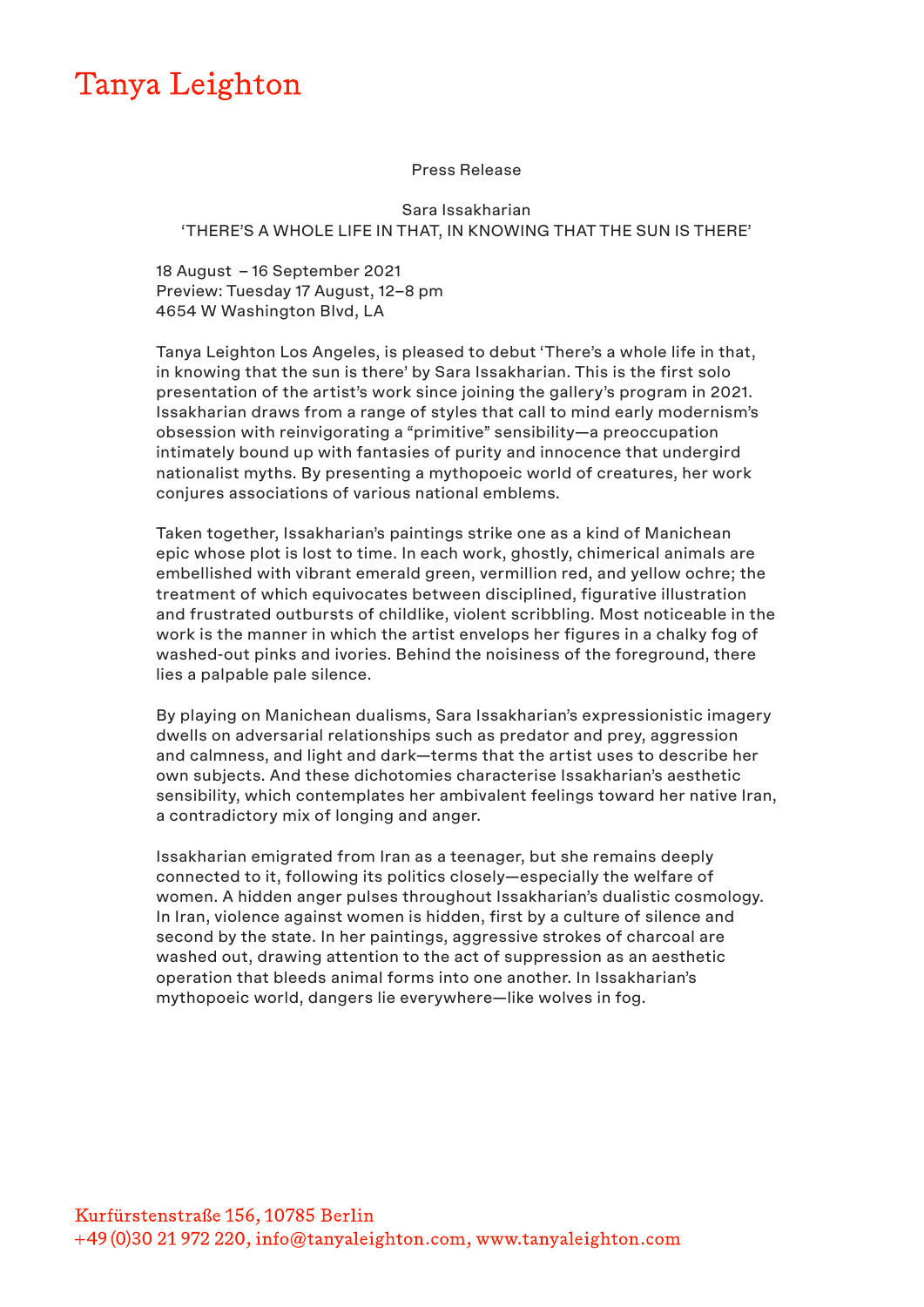# Tanya Leighton

Press Release

Sara Issakharian
'THERE'S A WHOLE LIFE IN THAT, IN KNOWING THAT THE SUN IS THERE'

18 August – 16 September 2021
Preview: Tuesday 17 August, 12–8 pm
4654 W Washington Blvd, LA

Tanya Leighton Los Angeles, is pleased to debut 'There's a whole life in that, in knowing that the sun is there' by Sara Issakharian. This is the first solo presentation of the artist's work since joining the gallery's program in 2021. Issakharian draws from a range of styles that call to mind early modernism's obsession with reinvigorating a "primitive" sensibility—a preoccupation intimately bound up with fantasies of purity and innocence that undergird nationalist myths. By presenting a mythopoeic world of creatures, her work conjures associations of various national emblems.

Taken together, Issakharian's paintings strike one as a kind of Manichean epic whose plot is lost to time. In each work, ghostly, chimerical animals are embellished with vibrant emerald green, vermillion red, and yellow ochre; the treatment of which equivocates between disciplined, figurative illustration and frustrated outbursts of childlike, violent scribbling. Most noticeable in the work is the manner in which the artist envelops her figures in a chalky fog of washed-out pinks and ivories. Behind the noisiness of the foreground, there lies a palpable pale silence.

By playing on Manichean dualisms, Sara Issakharian's expressionistic imagery dwells on adversarial relationships such as predator and prey, aggression and calmness, and light and dark—terms that the artist uses to describe her own subjects. And these dichotomies characterise Issakharian's aesthetic sensibility, which contemplates her ambivalent feelings toward her native Iran, a contradictory mix of longing and anger.

Issakharian emigrated from Iran as a teenager, but she remains deeply connected to it, following its politics closely—especially the welfare of women. A hidden anger pulses throughout Issakharian's dualistic cosmology. In Iran, violence against women is hidden, first by a culture of silence and second by the state. In her paintings, aggressive strokes of charcoal are washed out, drawing attention to the act of suppression as an aesthetic operation that bleeds animal forms into one another. In Issakharian's mythopoeic world, dangers lie everywhere—like wolves in fog.

Kurfürstenstraße 156, 10785 Berlin
+49 (0)30 21 972 220, info@tanyaleighton.com, www.tanyaleighton.com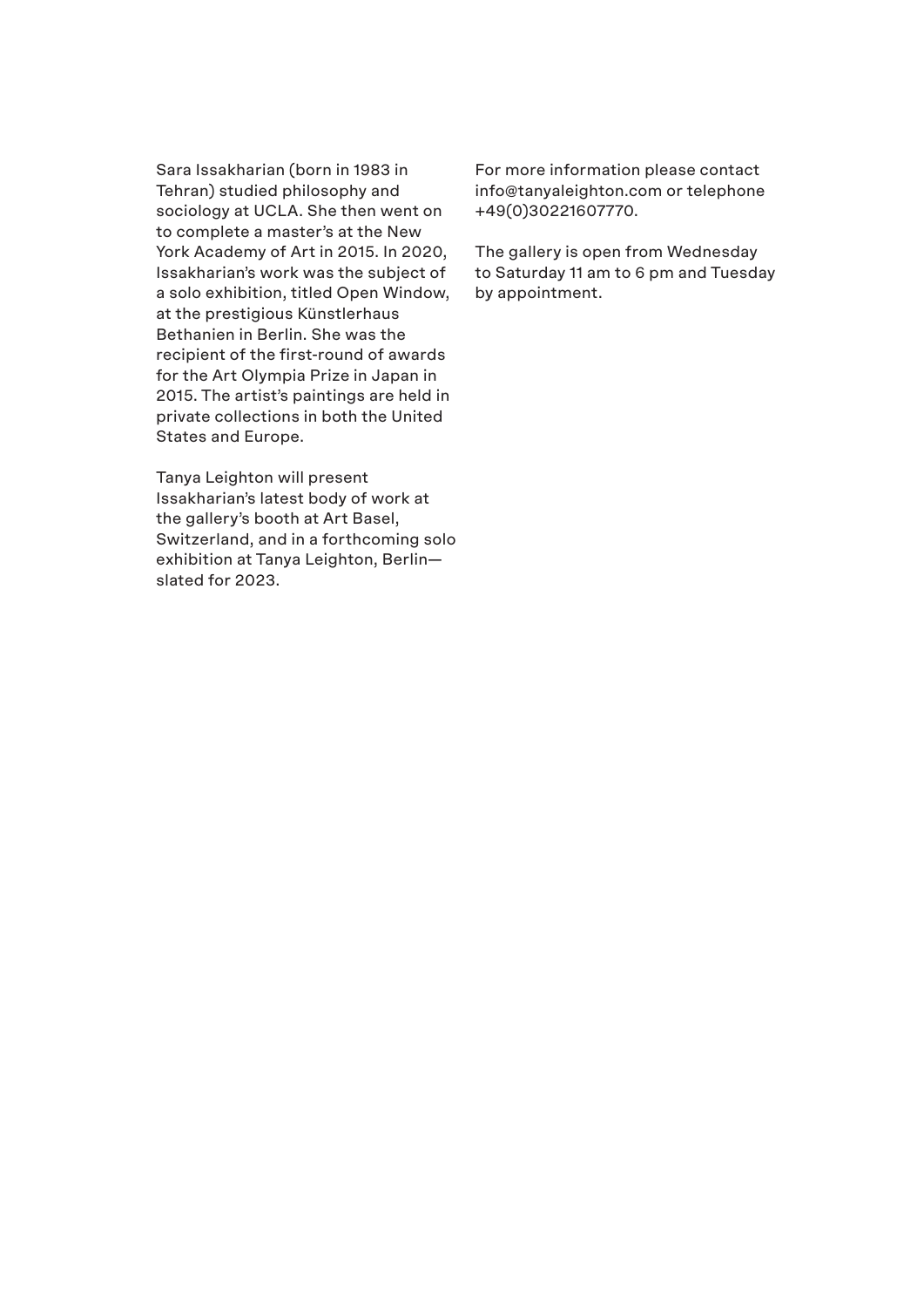Sara Issakharian (born in 1983 in Tehran) studied philosophy and sociology at UCLA. She then went on to complete a master's at the New York Academy of Art in 2015. In 2020, Issakharian's work was the subject of a solo exhibition, titled Open Window, at the prestigious Künstlerhaus Bethanien in Berlin. She was the recipient of the first-round of awards for the Art Olympia Prize in Japan in 2015. The artist's paintings are held in private collections in both the United States and Europe.

Tanya Leighton will present Issakharian's latest body of work at the gallery's booth at Art Basel, Switzerland, and in a forthcoming solo exhibition at Tanya Leighton, Berlin—slated for 2023.

For more information please contact info@tanyaleighton.com or telephone +49(0)30221607770.

The gallery is open from Wednesday to Saturday 11 am to 6 pm and Tuesday by appointment.